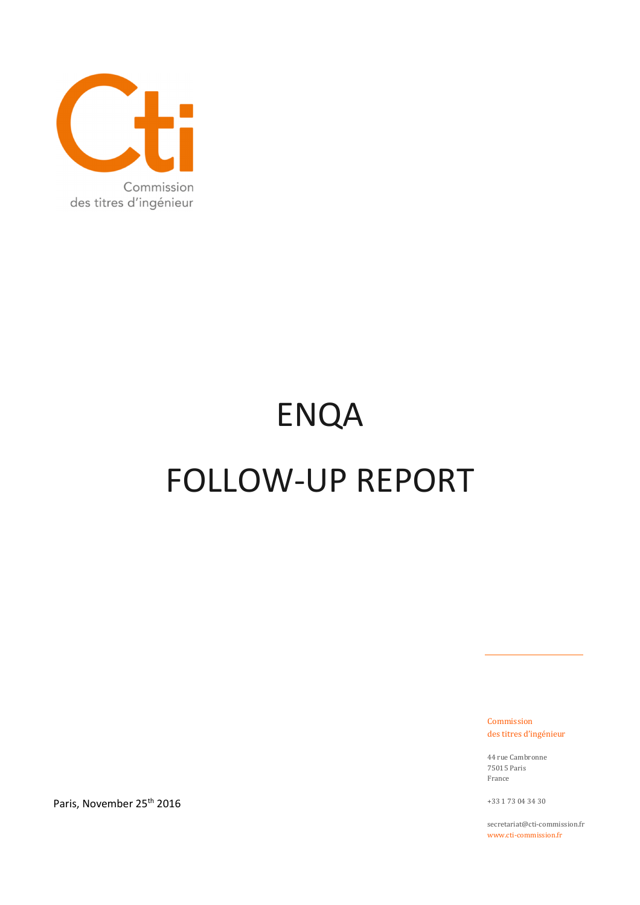Commission des titres d'ingénieur

# ENQA

# FOLLOW-UP REPORT

Paris, November 25th 2016

Commission
des titres d'ingénieur

44 rue Cambronne
75015 Paris
France

+33 1 73 04 34 30

secretariat@cti-commission.fr
www.cti-commission.fr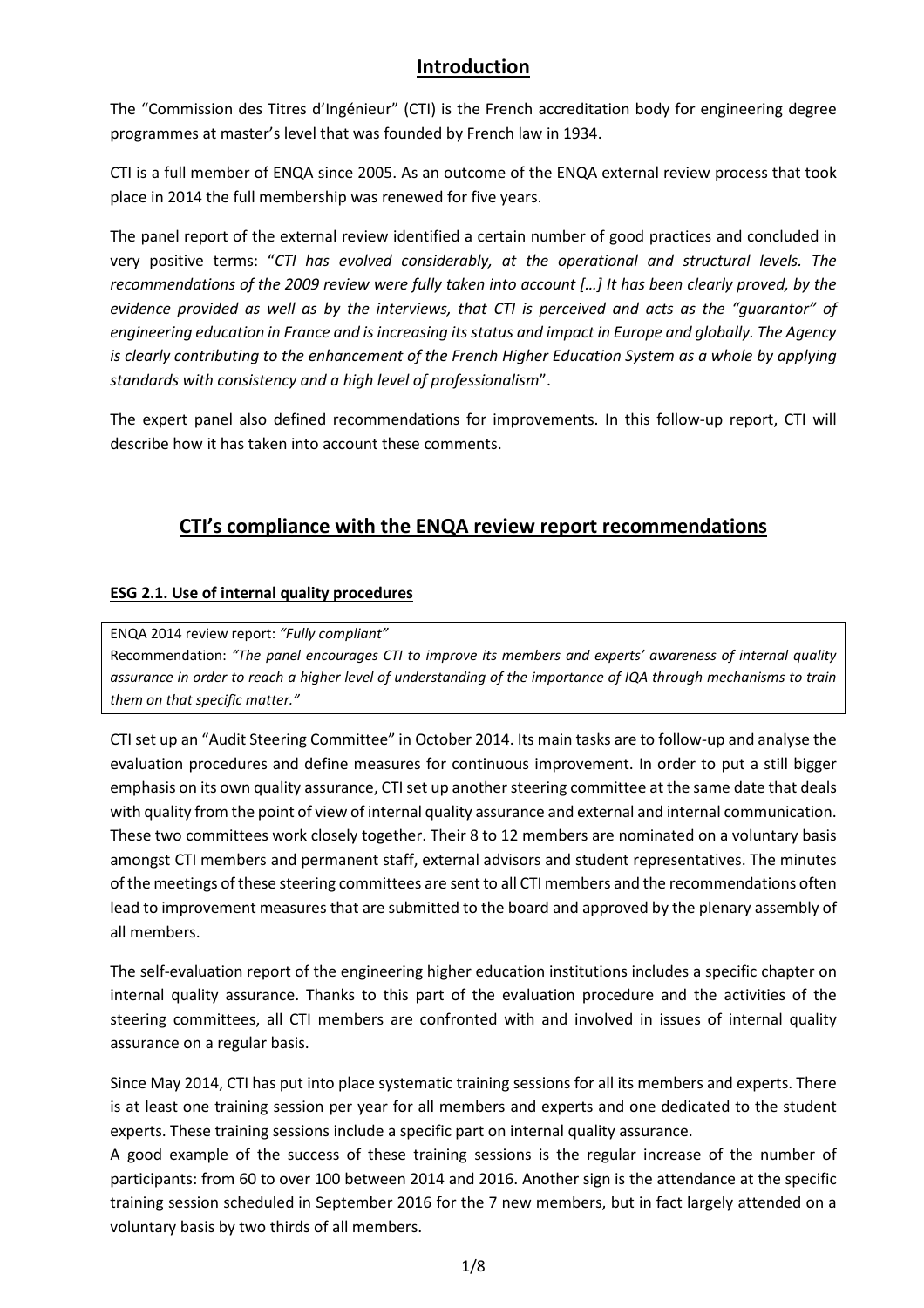## Introduction

The "Commission des Titres d'Ingénieur" (CTI) is the French accreditation body for engineering degree programmes at master's level that was founded by French law in 1934.

CTI is a full member of ENQA since 2005. As an outcome of the ENQA external review process that took place in 2014 the full membership was renewed for five years.

The panel report of the external review identified a certain number of good practices and concluded in very positive terms: "*CTI has evolved considerably, at the operational and structural levels. The recommendations of the 2009 review were fully taken into account […] It has been clearly proved, by the evidence provided as well as by the interviews, that CTI is perceived and acts as the "guarantor" of engineering education in France and is increasing its status and impact in Europe and globally. The Agency is clearly contributing to the enhancement of the French Higher Education System as a whole by applying standards with consistency and a high level of professionalism*".

The expert panel also defined recommendations for improvements. In this follow-up report, CTI will describe how it has taken into account these comments.

## CTI's compliance with the ENQA review report recommendations

### ESG 2.1. Use of internal quality procedures

ENQA 2014 review report: *"Fully compliant"*
Recommendation: *"The panel encourages CTI to improve its members and experts' awareness of internal quality assurance in order to reach a higher level of understanding of the importance of IQA through mechanisms to train them on that specific matter."*

CTI set up an "Audit Steering Committee" in October 2014. Its main tasks are to follow-up and analyse the evaluation procedures and define measures for continuous improvement. In order to put a still bigger emphasis on its own quality assurance, CTI set up another steering committee at the same date that deals with quality from the point of view of internal quality assurance and external and internal communication. These two committees work closely together. Their 8 to 12 members are nominated on a voluntary basis amongst CTI members and permanent staff, external advisors and student representatives. The minutes of the meetings of these steering committees are sent to all CTI members and the recommendations often lead to improvement measures that are submitted to the board and approved by the plenary assembly of all members.

The self-evaluation report of the engineering higher education institutions includes a specific chapter on internal quality assurance. Thanks to this part of the evaluation procedure and the activities of the steering committees, all CTI members are confronted with and involved in issues of internal quality assurance on a regular basis.

Since May 2014, CTI has put into place systematic training sessions for all its members and experts. There is at least one training session per year for all members and experts and one dedicated to the student experts. These training sessions include a specific part on internal quality assurance.
A good example of the success of these training sessions is the regular increase of the number of participants: from 60 to over 100 between 2014 and 2016. Another sign is the attendance at the specific training session scheduled in September 2016 for the 7 new members, but in fact largely attended on a voluntary basis by two thirds of all members.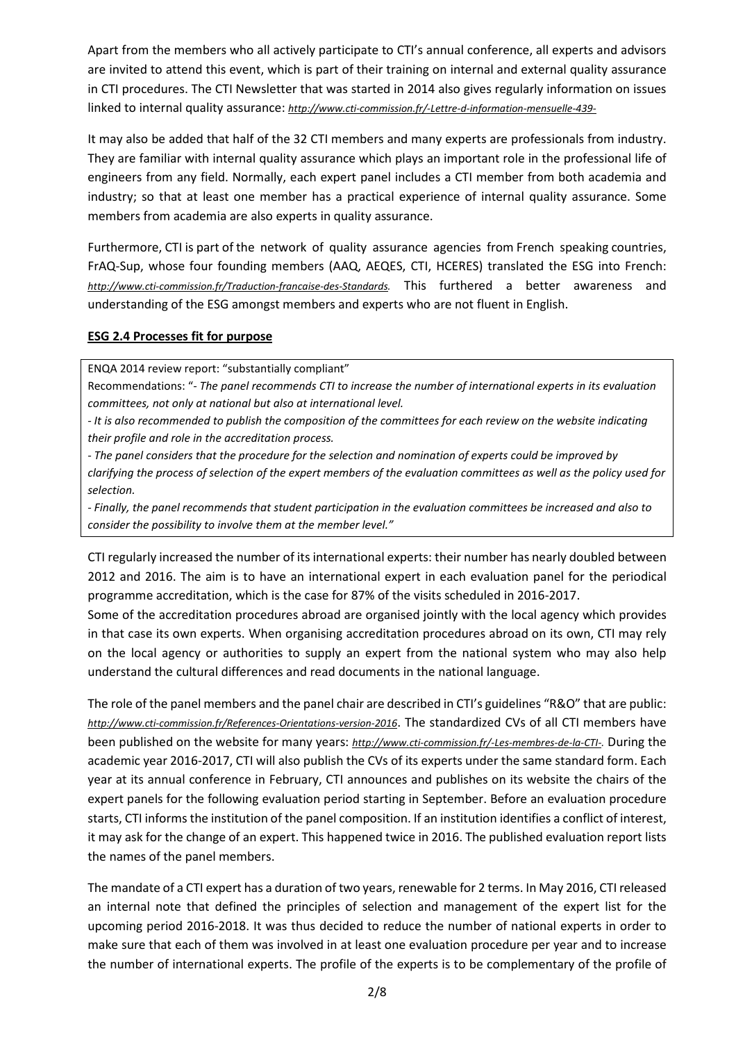Apart from the members who all actively participate to CTI's annual conference, all experts and advisors are invited to attend this event, which is part of their training on internal and external quality assurance in CTI procedures. The CTI Newsletter that was started in 2014 also gives regularly information on issues linked to internal quality assurance: *http://www.cti-commission.fr/-Lettre-d-information-mensuelle-439-*

It may also be added that half of the 32 CTI members and many experts are professionals from industry. They are familiar with internal quality assurance which plays an important role in the professional life of engineers from any field. Normally, each expert panel includes a CTI member from both academia and industry; so that at least one member has a practical experience of internal quality assurance. Some members from academia are also experts in quality assurance.

Furthermore, CTI is part of the network of quality assurance agencies from French speaking countries, FrAQ-Sup, whose four founding members (AAQ, AEQES, CTI, HCERES) translated the ESG into French: *http://www.cti-commission.fr/Traduction-francaise-des-Standards*. This furthered a better awareness and understanding of the ESG amongst members and experts who are not fluent in English.

## ESG 2.4 Processes fit for purpose

> ENQA 2014 review report: "substantially compliant"
>
> Recommendations: "- *The panel recommends CTI to increase the number of international experts in its evaluation committees, not only at national but also at international level.*
>
> *- It is also recommended to publish the composition of the committees for each review on the website indicating their profile and role in the accreditation process.*
>
> *- The panel considers that the procedure for the selection and nomination of experts could be improved by clarifying the process of selection of the expert members of the evaluation committees as well as the policy used for selection.*
>
> *- Finally, the panel recommends that student participation in the evaluation committees be increased and also to consider the possibility to involve them at the member level."*

CTI regularly increased the number of its international experts: their number has nearly doubled between 2012 and 2016. The aim is to have an international expert in each evaluation panel for the periodical programme accreditation, which is the case for 87% of the visits scheduled in 2016-2017.

Some of the accreditation procedures abroad are organised jointly with the local agency which provides in that case its own experts. When organising accreditation procedures abroad on its own, CTI may rely on the local agency or authorities to supply an expert from the national system who may also help understand the cultural differences and read documents in the national language.

The role of the panel members and the panel chair are described in CTI's guidelines "R&O" that are public: *http://www.cti-commission.fr/References-Orientations-version-2016*. The standardized CVs of all CTI members have been published on the website for many years: *http://www.cti-commission.fr/-Les-membres-de-la-CTI-*. During the academic year 2016-2017, CTI will also publish the CVs of its experts under the same standard form. Each year at its annual conference in February, CTI announces and publishes on its website the chairs of the expert panels for the following evaluation period starting in September. Before an evaluation procedure starts, CTI informs the institution of the panel composition. If an institution identifies a conflict of interest, it may ask for the change of an expert. This happened twice in 2016. The published evaluation report lists the names of the panel members.

The mandate of a CTI expert has a duration of two years, renewable for 2 terms. In May 2016, CTI released an internal note that defined the principles of selection and management of the expert list for the upcoming period 2016-2018. It was thus decided to reduce the number of national experts in order to make sure that each of them was involved in at least one evaluation procedure per year and to increase the number of international experts. The profile of the experts is to be complementary of the profile of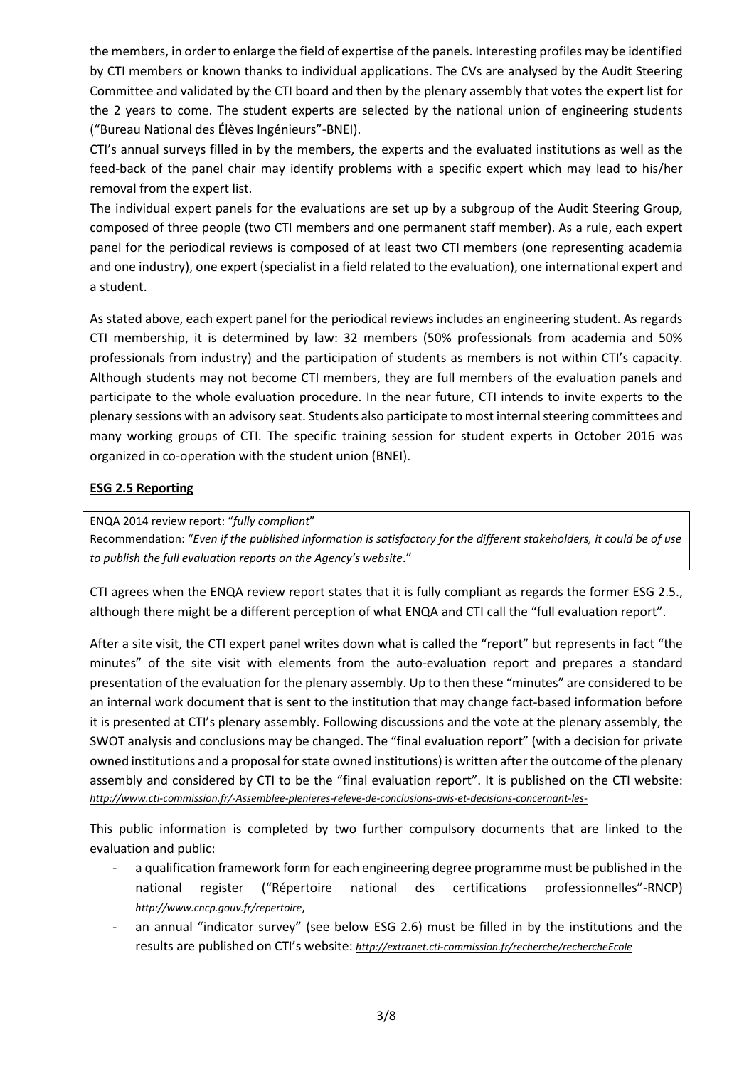the members, in order to enlarge the field of expertise of the panels. Interesting profiles may be identified by CTI members or known thanks to individual applications. The CVs are analysed by the Audit Steering Committee and validated by the CTI board and then by the plenary assembly that votes the expert list for the 2 years to come. The student experts are selected by the national union of engineering students ("Bureau National des Élèves Ingénieurs"-BNEI).

CTI's annual surveys filled in by the members, the experts and the evaluated institutions as well as the feed-back of the panel chair may identify problems with a specific expert which may lead to his/her removal from the expert list.

The individual expert panels for the evaluations are set up by a subgroup of the Audit Steering Group, composed of three people (two CTI members and one permanent staff member). As a rule, each expert panel for the periodical reviews is composed of at least two CTI members (one representing academia and one industry), one expert (specialist in a field related to the evaluation), one international expert and a student.

As stated above, each expert panel for the periodical reviews includes an engineering student. As regards CTI membership, it is determined by law: 32 members (50% professionals from academia and 50% professionals from industry) and the participation of students as members is not within CTI's capacity. Although students may not become CTI members, they are full members of the evaluation panels and participate to the whole evaluation procedure. In the near future, CTI intends to invite experts to the plenary sessions with an advisory seat. Students also participate to most internal steering committees and many working groups of CTI. The specific training session for student experts in October 2016 was organized in co-operation with the student union (BNEI).

**ESG 2.5 Reporting**

> ENQA 2014 review report: "*fully compliant*"
> Recommendation: "*Even if the published information is satisfactory for the different stakeholders, it could be of use to publish the full evaluation reports on the Agency's website*."

CTI agrees when the ENQA review report states that it is fully compliant as regards the former ESG 2.5., although there might be a different perception of what ENQA and CTI call the "full evaluation report".

After a site visit, the CTI expert panel writes down what is called the "report" but represents in fact "the minutes" of the site visit with elements from the auto-evaluation report and prepares a standard presentation of the evaluation for the plenary assembly. Up to then these "minutes" are considered to be an internal work document that is sent to the institution that may change fact-based information before it is presented at CTI's plenary assembly. Following discussions and the vote at the plenary assembly, the SWOT analysis and conclusions may be changed. The "final evaluation report" (with a decision for private owned institutions and a proposal for state owned institutions) is written after the outcome of the plenary assembly and considered by CTI to be the "final evaluation report". It is published on the CTI website: *http://www.cti-commission.fr/-Assemblee-plenieres-releve-de-conclusions-avis-et-decisions-concernant-les-*

This public information is completed by two further compulsory documents that are linked to the evaluation and public:

- a qualification framework form for each engineering degree programme must be published in the national register ("Répertoire national des certifications professionnelles"-RNCP) *http://www.cncp.gouv.fr/repertoire*,
- an annual "indicator survey" (see below ESG 2.6) must be filled in by the institutions and the results are published on CTI's website: *http://extranet.cti-commission.fr/recherche/rechercheEcole*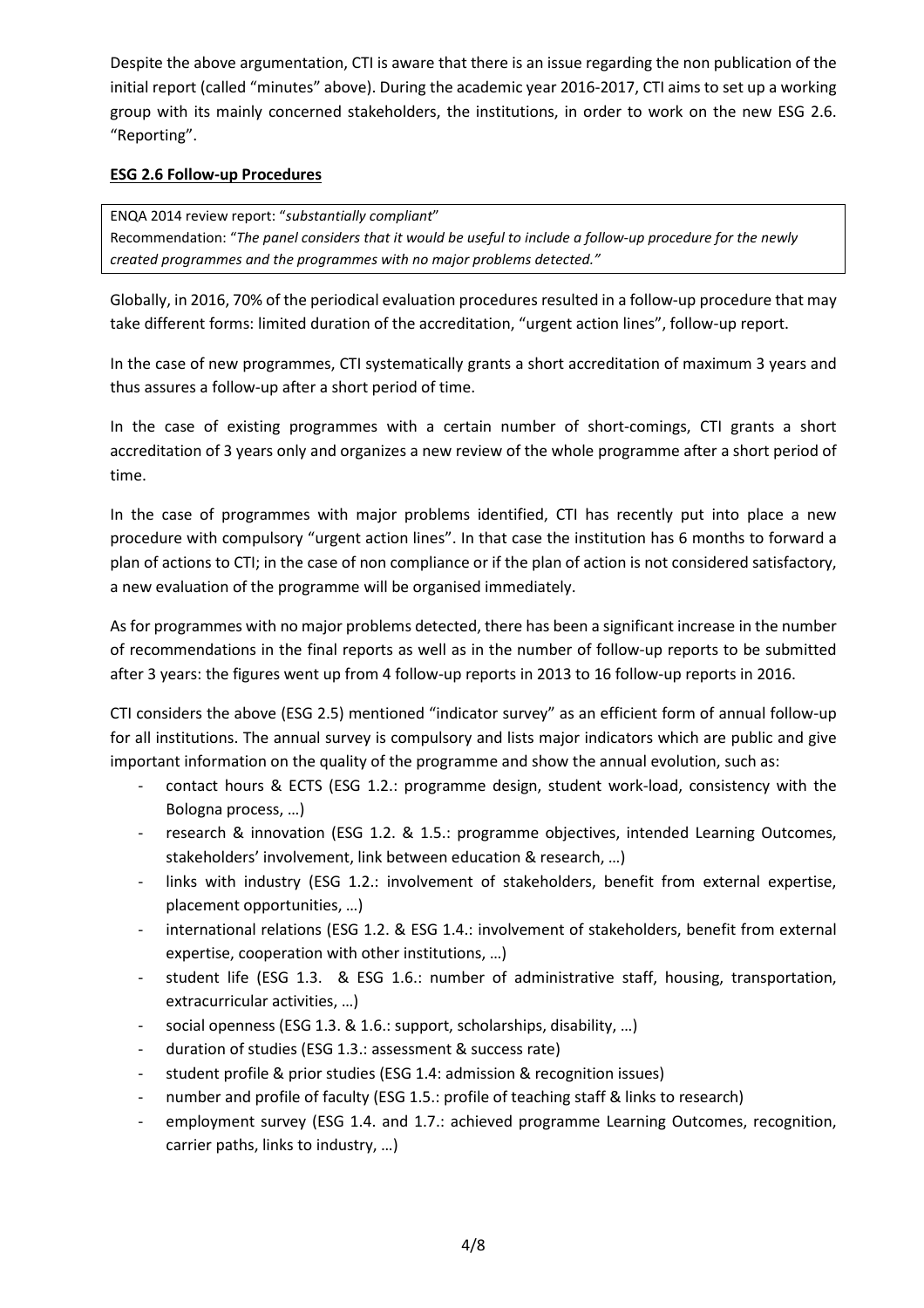Despite the above argumentation, CTI is aware that there is an issue regarding the non publication of the initial report (called "minutes" above). During the academic year 2016-2017, CTI aims to set up a working group with its mainly concerned stakeholders, the institutions, in order to work on the new ESG 2.6. "Reporting".

**ESG 2.6 Follow-up Procedures**

> ENQA 2014 review report: "*substantially compliant*"
> Recommendation: "*The panel considers that it would be useful to include a follow-up procedure for the newly created programmes and the programmes with no major problems detected.*"

Globally, in 2016, 70% of the periodical evaluation procedures resulted in a follow-up procedure that may take different forms: limited duration of the accreditation, "urgent action lines", follow-up report.

In the case of new programmes, CTI systematically grants a short accreditation of maximum 3 years and thus assures a follow-up after a short period of time.

In the case of existing programmes with a certain number of short-comings, CTI grants a short accreditation of 3 years only and organizes a new review of the whole programme after a short period of time.

In the case of programmes with major problems identified, CTI has recently put into place a new procedure with compulsory "urgent action lines". In that case the institution has 6 months to forward a plan of actions to CTI; in the case of non compliance or if the plan of action is not considered satisfactory, a new evaluation of the programme will be organised immediately.

As for programmes with no major problems detected, there has been a significant increase in the number of recommendations in the final reports as well as in the number of follow-up reports to be submitted after 3 years: the figures went up from 4 follow-up reports in 2013 to 16 follow-up reports in 2016.

CTI considers the above (ESG 2.5) mentioned "indicator survey" as an efficient form of annual follow-up for all institutions. The annual survey is compulsory and lists major indicators which are public and give important information on the quality of the programme and show the annual evolution, such as:

- contact hours & ECTS (ESG 1.2.: programme design, student work-load, consistency with the Bologna process, …)
- research & innovation (ESG 1.2. & 1.5.: programme objectives, intended Learning Outcomes, stakeholders' involvement, link between education & research, …)
- links with industry (ESG 1.2.: involvement of stakeholders, benefit from external expertise, placement opportunities, …)
- international relations (ESG 1.2. & ESG 1.4.: involvement of stakeholders, benefit from external expertise, cooperation with other institutions, …)
- student life (ESG 1.3. & ESG 1.6.: number of administrative staff, housing, transportation, extracurricular activities, …)
- social openness (ESG 1.3. & 1.6.: support, scholarships, disability, …)
- duration of studies (ESG 1.3.: assessment & success rate)
- student profile & prior studies (ESG 1.4: admission & recognition issues)
- number and profile of faculty (ESG 1.5.: profile of teaching staff & links to research)
- employment survey (ESG 1.4. and 1.7.: achieved programme Learning Outcomes, recognition, carrier paths, links to industry, …)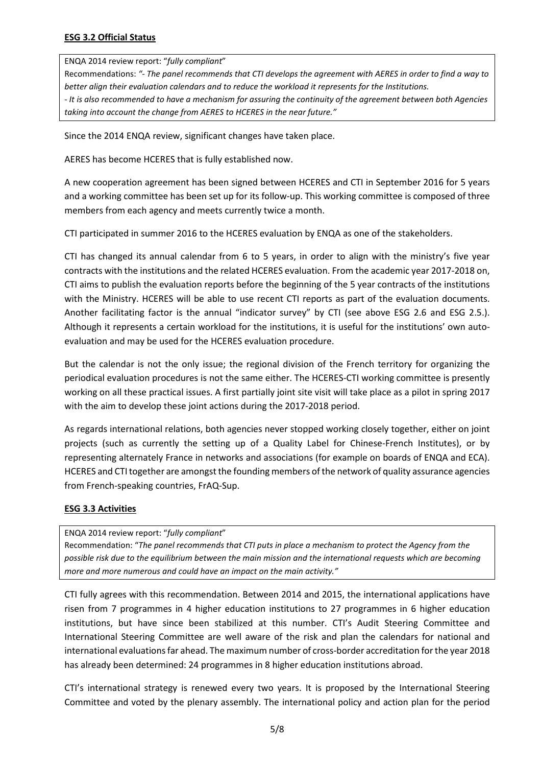## ESG 3.2 Official Status

ENQA 2014 review report: "*fully compliant*"
Recommendations: *"- The panel recommends that CTI develops the agreement with AERES in order to find a way to better align their evaluation calendars and to reduce the workload it represents for the Institutions.*
*- It is also recommended to have a mechanism for assuring the continuity of the agreement between both Agencies taking into account the change from AERES to HCERES in the near future."*

Since the 2014 ENQA review, significant changes have taken place.

AERES has become HCERES that is fully established now.

A new cooperation agreement has been signed between HCERES and CTI in September 2016 for 5 years and a working committee has been set up for its follow-up. This working committee is composed of three members from each agency and meets currently twice a month.

CTI participated in summer 2016 to the HCERES evaluation by ENQA as one of the stakeholders.

CTI has changed its annual calendar from 6 to 5 years, in order to align with the ministry's five year contracts with the institutions and the related HCERES evaluation. From the academic year 2017-2018 on, CTI aims to publish the evaluation reports before the beginning of the 5 year contracts of the institutions with the Ministry. HCERES will be able to use recent CTI reports as part of the evaluation documents. Another facilitating factor is the annual "indicator survey" by CTI (see above ESG 2.6 and ESG 2.5.). Although it represents a certain workload for the institutions, it is useful for the institutions' own auto-evaluation and may be used for the HCERES evaluation procedure.

But the calendar is not the only issue; the regional division of the French territory for organizing the periodical evaluation procedures is not the same either. The HCERES-CTI working committee is presently working on all these practical issues. A first partially joint site visit will take place as a pilot in spring 2017 with the aim to develop these joint actions during the 2017-2018 period.

As regards international relations, both agencies never stopped working closely together, either on joint projects (such as currently the setting up of a Quality Label for Chinese-French Institutes), or by representing alternately France in networks and associations (for example on boards of ENQA and ECA). HCERES and CTI together are amongst the founding members of the network of quality assurance agencies from French-speaking countries, FrAQ-Sup.

## ESG 3.3 Activities

ENQA 2014 review report: "*fully compliant*"
Recommendation: "*The panel recommends that CTI puts in place a mechanism to protect the Agency from the possible risk due to the equilibrium between the main mission and the international requests which are becoming more and more numerous and could have an impact on the main activity."*

CTI fully agrees with this recommendation. Between 2014 and 2015, the international applications have risen from 7 programmes in 4 higher education institutions to 27 programmes in 6 higher education institutions, but have since been stabilized at this number. CTI's Audit Steering Committee and International Steering Committee are well aware of the risk and plan the calendars for national and international evaluations far ahead. The maximum number of cross-border accreditation for the year 2018 has already been determined: 24 programmes in 8 higher education institutions abroad.

CTI's international strategy is renewed every two years. It is proposed by the International Steering Committee and voted by the plenary assembly. The international policy and action plan for the period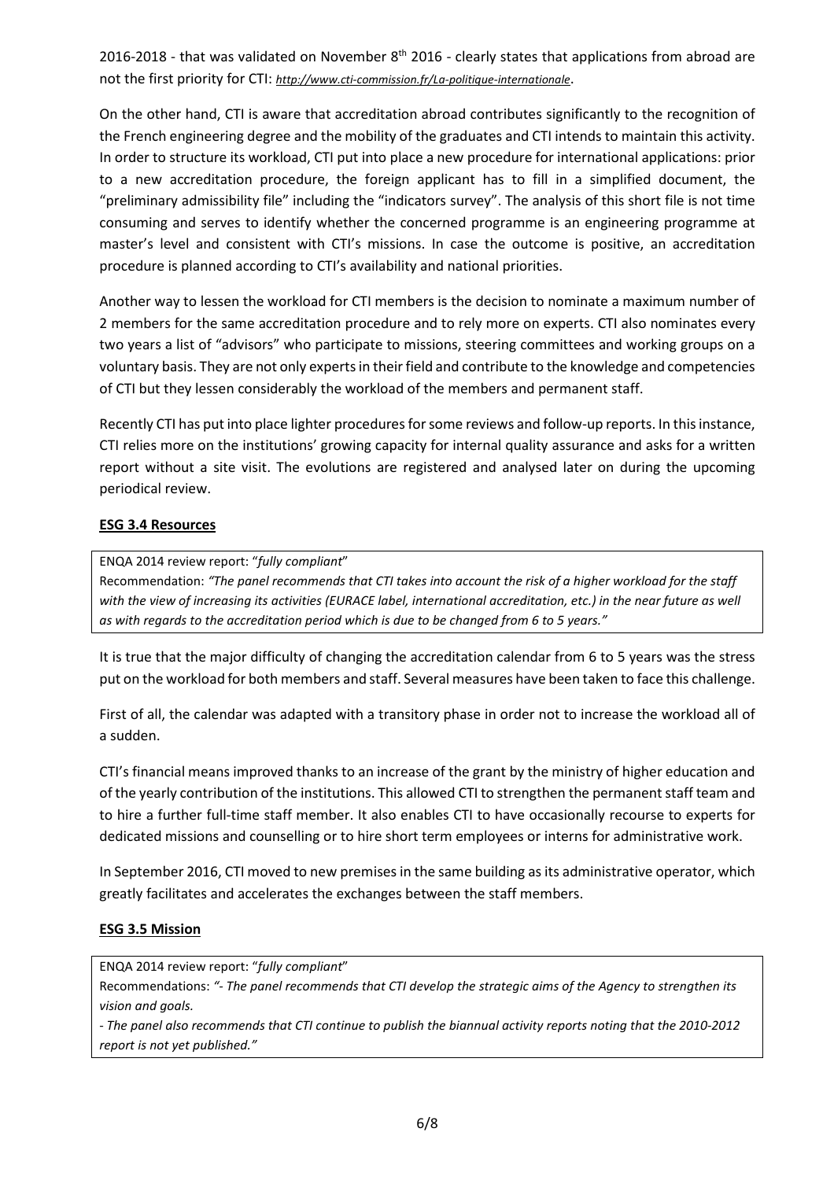2016-2018 - that was validated on November 8th 2016 - clearly states that applications from abroad are not the first priority for CTI: *http://www.cti-commission.fr/La-politique-internationale*.

On the other hand, CTI is aware that accreditation abroad contributes significantly to the recognition of the French engineering degree and the mobility of the graduates and CTI intends to maintain this activity. In order to structure its workload, CTI put into place a new procedure for international applications: prior to a new accreditation procedure, the foreign applicant has to fill in a simplified document, the "preliminary admissibility file" including the "indicators survey". The analysis of this short file is not time consuming and serves to identify whether the concerned programme is an engineering programme at master's level and consistent with CTI's missions. In case the outcome is positive, an accreditation procedure is planned according to CTI's availability and national priorities.

Another way to lessen the workload for CTI members is the decision to nominate a maximum number of 2 members for the same accreditation procedure and to rely more on experts. CTI also nominates every two years a list of "advisors" who participate to missions, steering committees and working groups on a voluntary basis. They are not only experts in their field and contribute to the knowledge and competencies of CTI but they lessen considerably the workload of the members and permanent staff.

Recently CTI has put into place lighter procedures for some reviews and follow-up reports. In this instance, CTI relies more on the institutions' growing capacity for internal quality assurance and asks for a written report without a site visit. The evolutions are registered and analysed later on during the upcoming periodical review.

## ESG 3.4 Resources

> ENQA 2014 review report: "*fully compliant*"
> Recommendation: *"The panel recommends that CTI takes into account the risk of a higher workload for the staff with the view of increasing its activities (EURACE label, international accreditation, etc.) in the near future as well as with regards to the accreditation period which is due to be changed from 6 to 5 years."*

It is true that the major difficulty of changing the accreditation calendar from 6 to 5 years was the stress put on the workload for both members and staff. Several measures have been taken to face this challenge.

First of all, the calendar was adapted with a transitory phase in order not to increase the workload all of a sudden.

CTI's financial means improved thanks to an increase of the grant by the ministry of higher education and of the yearly contribution of the institutions. This allowed CTI to strengthen the permanent staff team and to hire a further full-time staff member. It also enables CTI to have occasionally recourse to experts for dedicated missions and counselling or to hire short term employees or interns for administrative work.

In September 2016, CTI moved to new premises in the same building as its administrative operator, which greatly facilitates and accelerates the exchanges between the staff members.

## ESG 3.5 Mission

> ENQA 2014 review report: "*fully compliant*"
> Recommendations: *"- The panel recommends that CTI develop the strategic aims of the Agency to strengthen its vision and goals.*
> *- The panel also recommends that CTI continue to publish the biannual activity reports noting that the 2010-2012 report is not yet published."*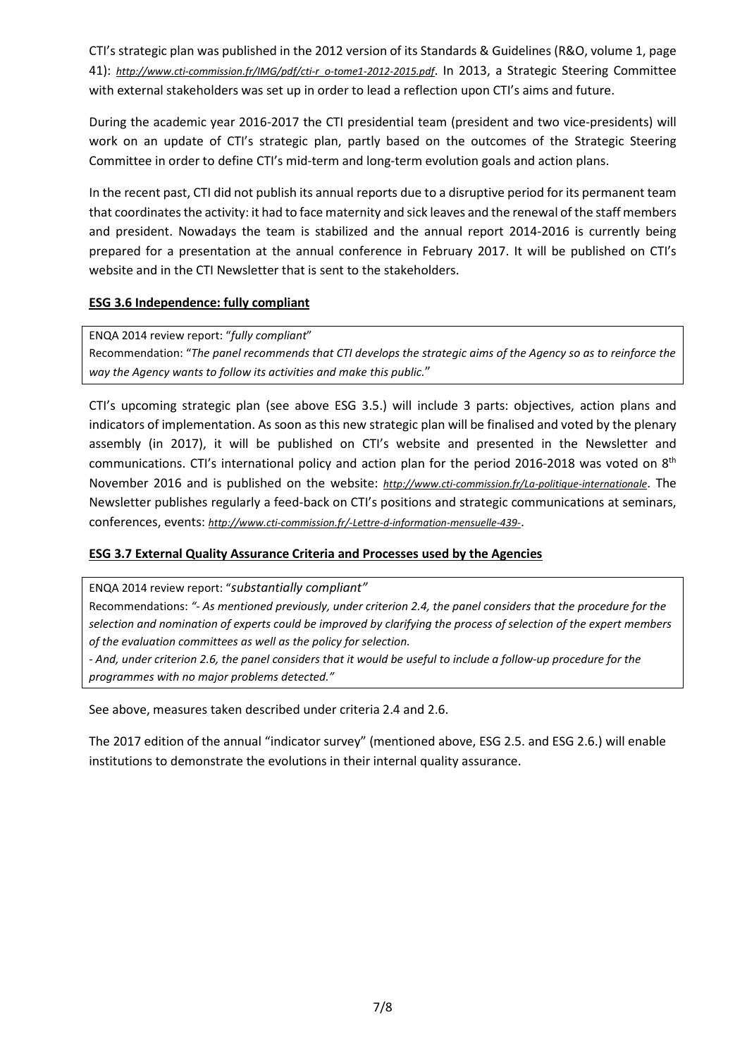CTI's strategic plan was published in the 2012 version of its Standards & Guidelines (R&O, volume 1, page 41): *http://www.cti-commission.fr/IMG/pdf/cti-r_o-tome1-2012-2015.pdf*. In 2013, a Strategic Steering Committee with external stakeholders was set up in order to lead a reflection upon CTI's aims and future.

During the academic year 2016-2017 the CTI presidential team (president and two vice-presidents) will work on an update of CTI's strategic plan, partly based on the outcomes of the Strategic Steering Committee in order to define CTI's mid-term and long-term evolution goals and action plans.

In the recent past, CTI did not publish its annual reports due to a disruptive period for its permanent team that coordinates the activity: it had to face maternity and sick leaves and the renewal of the staff members and president. Nowadays the team is stabilized and the annual report 2014-2016 is currently being prepared for a presentation at the annual conference in February 2017. It will be published on CTI's website and in the CTI Newsletter that is sent to the stakeholders.

**ESG 3.6 Independence: fully compliant**

> ENQA 2014 review report: "*fully compliant*"
> Recommendation: "*The panel recommends that CTI develops the strategic aims of the Agency so as to reinforce the way the Agency wants to follow its activities and make this public.*"

CTI's upcoming strategic plan (see above ESG 3.5.) will include 3 parts: objectives, action plans and indicators of implementation. As soon as this new strategic plan will be finalised and voted by the plenary assembly (in 2017), it will be published on CTI's website and presented in the Newsletter and communications. CTI's international policy and action plan for the period 2016-2018 was voted on 8th November 2016 and is published on the website: *http://www.cti-commission.fr/La-politique-internationale*. The Newsletter publishes regularly a feed-back on CTI's positions and strategic communications at seminars, conferences, events: *http://www.cti-commission.fr/-Lettre-d-information-mensuelle-439-*.

**ESG 3.7 External Quality Assurance Criteria and Processes used by the Agencies**

> ENQA 2014 review report: "*substantially compliant"*
> Recommendations: *"- As mentioned previously, under criterion 2.4, the panel considers that the procedure for the selection and nomination of experts could be improved by clarifying the process of selection of the expert members of the evaluation committees as well as the policy for selection.*
> *- And, under criterion 2.6, the panel considers that it would be useful to include a follow-up procedure for the programmes with no major problems detected."*

See above, measures taken described under criteria 2.4 and 2.6.

The 2017 edition of the annual "indicator survey" (mentioned above, ESG 2.5. and ESG 2.6.) will enable institutions to demonstrate the evolutions in their internal quality assurance.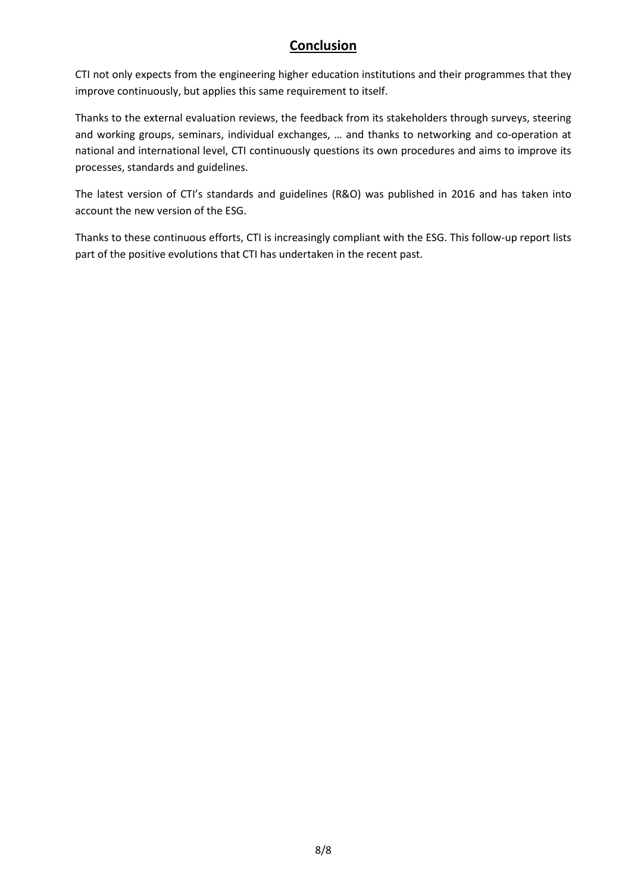## Conclusion

CTI not only expects from the engineering higher education institutions and their programmes that they improve continuously, but applies this same requirement to itself.

Thanks to the external evaluation reviews, the feedback from its stakeholders through surveys, steering and working groups, seminars, individual exchanges, … and thanks to networking and co-operation at national and international level, CTI continuously questions its own procedures and aims to improve its processes, standards and guidelines.

The latest version of CTI's standards and guidelines (R&O) was published in 2016 and has taken into account the new version of the ESG.

Thanks to these continuous efforts, CTI is increasingly compliant with the ESG. This follow-up report lists part of the positive evolutions that CTI has undertaken in the recent past.